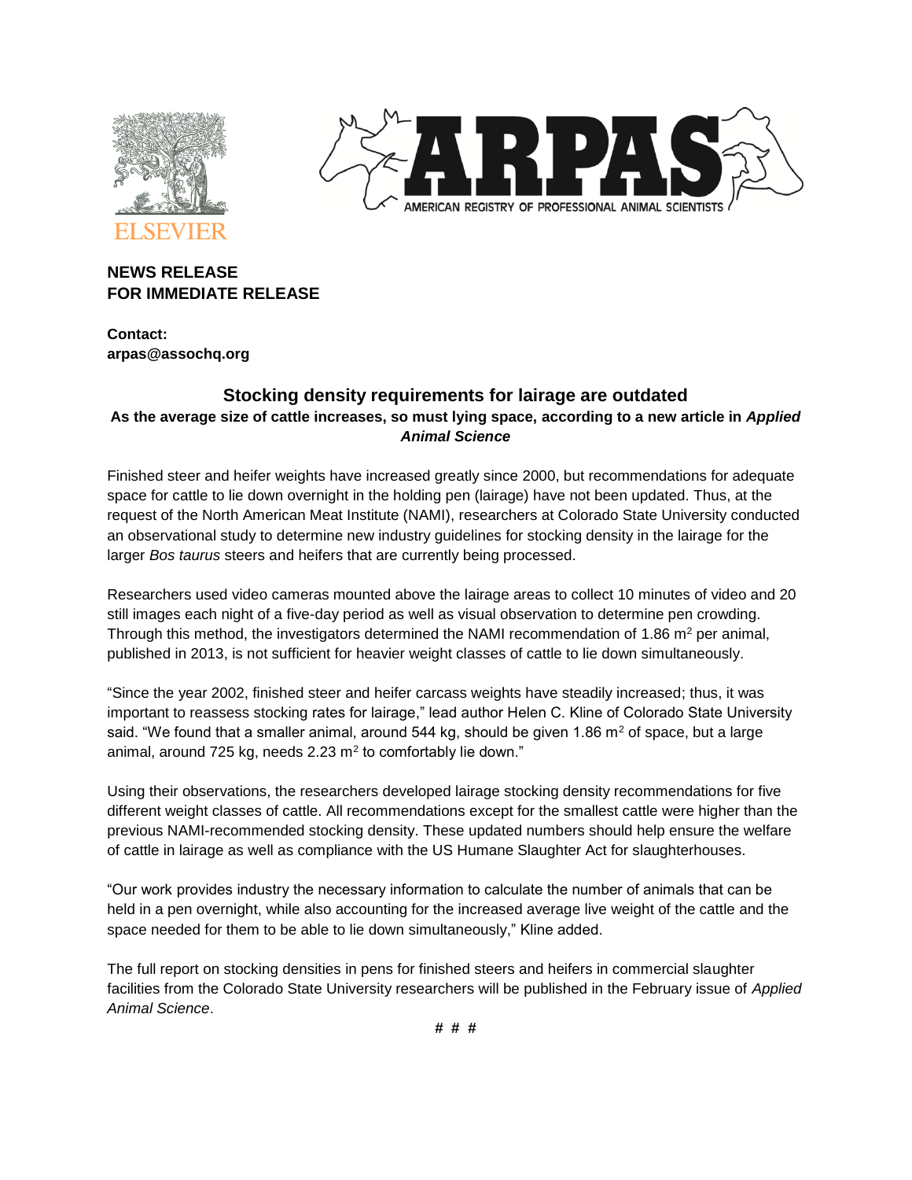**NEWS RELEASE**
**FOR IMMEDIATE RELEASE**

**Contact:**
**arpas@assochq.org**

## Stocking density requirements for lairage are outdated

### As the average size of cattle increases, so must lying space, according to a new article in *Applied Animal Science*

Finished steer and heifer weights have increased greatly since 2000, but recommendations for adequate space for cattle to lie down overnight in the holding pen (lairage) have not been updated. Thus, at the request of the North American Meat Institute (NAMI), researchers at Colorado State University conducted an observational study to determine new industry guidelines for stocking density in the lairage for the larger *Bos taurus* steers and heifers that are currently being processed.

Researchers used video cameras mounted above the lairage areas to collect 10 minutes of video and 20 still images each night of a five-day period as well as visual observation to determine pen crowding. Through this method, the investigators determined the NAMI recommendation of 1.86 $m^2$ per animal, published in 2013, is not sufficient for heavier weight classes of cattle to lie down simultaneously.

"Since the year 2002, finished steer and heifer carcass weights have steadily increased; thus, it was important to reassess stocking rates for lairage," lead author Helen C. Kline of Colorado State University said. "We found that a smaller animal, around 544 kg, should be given 1.86 $m^2$ of space, but a large animal, around 725 kg, needs 2.23 $m^2$ to comfortably lie down."

Using their observations, the researchers developed lairage stocking density recommendations for five different weight classes of cattle. All recommendations except for the smallest cattle were higher than the previous NAMI-recommended stocking density. These updated numbers should help ensure the welfare of cattle in lairage as well as compliance with the US Humane Slaughter Act for slaughterhouses.

"Our work provides industry the necessary information to calculate the number of animals that can be held in a pen overnight, while also accounting for the increased average live weight of the cattle and the space needed for them to be able to lie down simultaneously," Kline added.

The full report on stocking densities in pens for finished steers and heifers in commercial slaughter facilities from the Colorado State University researchers will be published in the February issue of *Applied Animal Science*.

# # #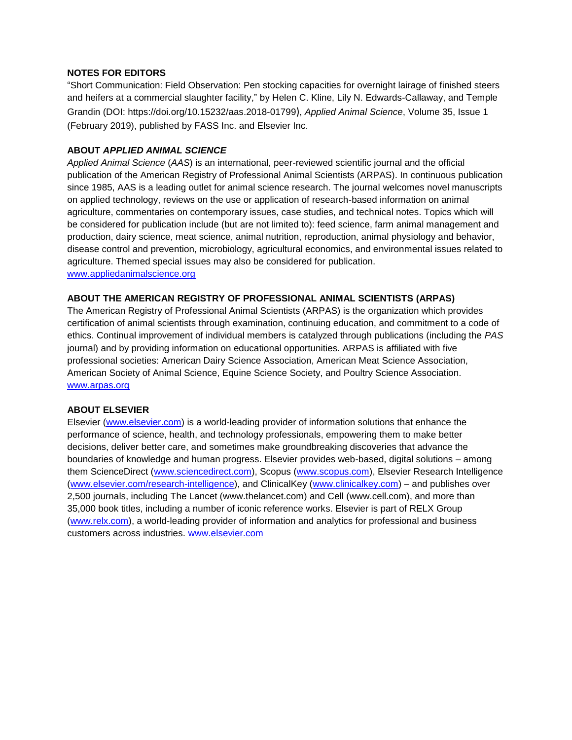**NOTES FOR EDITORS**

"Short Communication: Field Observation: Pen stocking capacities for overnight lairage of finished steers and heifers at a commercial slaughter facility," by Helen C. Kline, Lily N. Edwards-Callaway, and Temple Grandin (DOI: https://doi.org/10.15232/aas.2018-01799), *Applied Animal Science*, Volume 35, Issue 1 (February 2019), published by FASS Inc. and Elsevier Inc.

**ABOUT *APPLIED ANIMAL SCIENCE***

*Applied Animal Science* (*AAS*) is an international, peer-reviewed scientific journal and the official publication of the American Registry of Professional Animal Scientists (ARPAS). In continuous publication since 1985, AAS is a leading outlet for animal science research. The journal welcomes novel manuscripts on applied technology, reviews on the use or application of research-based information on animal agriculture, commentaries on contemporary issues, case studies, and technical notes. Topics which will be considered for publication include (but are not limited to): feed science, farm animal management and production, dairy science, meat science, animal nutrition, reproduction, animal physiology and behavior, disease control and prevention, microbiology, agricultural economics, and environmental issues related to agriculture. Themed special issues may also be considered for publication.
www.appliedanimalscience.org

**ABOUT THE AMERICAN REGISTRY OF PROFESSIONAL ANIMAL SCIENTISTS (ARPAS)**

The American Registry of Professional Animal Scientists (ARPAS) is the organization which provides certification of animal scientists through examination, continuing education, and commitment to a code of ethics. Continual improvement of individual members is catalyzed through publications (including the *PAS* journal) and by providing information on educational opportunities. ARPAS is affiliated with five professional societies: American Dairy Science Association, American Meat Science Association, American Society of Animal Science, Equine Science Society, and Poultry Science Association.
www.arpas.org

**ABOUT ELSEVIER**

Elsevier (www.elsevier.com) is a world-leading provider of information solutions that enhance the performance of science, health, and technology professionals, empowering them to make better decisions, deliver better care, and sometimes make groundbreaking discoveries that advance the boundaries of knowledge and human progress. Elsevier provides web-based, digital solutions – among them ScienceDirect (www.sciencedirect.com), Scopus (www.scopus.com), Elsevier Research Intelligence (www.elsevier.com/research-intelligence), and ClinicalKey (www.clinicalkey.com) – and publishes over 2,500 journals, including The Lancet (www.thelancet.com) and Cell (www.cell.com), and more than 35,000 book titles, including a number of iconic reference works. Elsevier is part of RELX Group (www.relx.com), a world-leading provider of information and analytics for professional and business customers across industries. www.elsevier.com